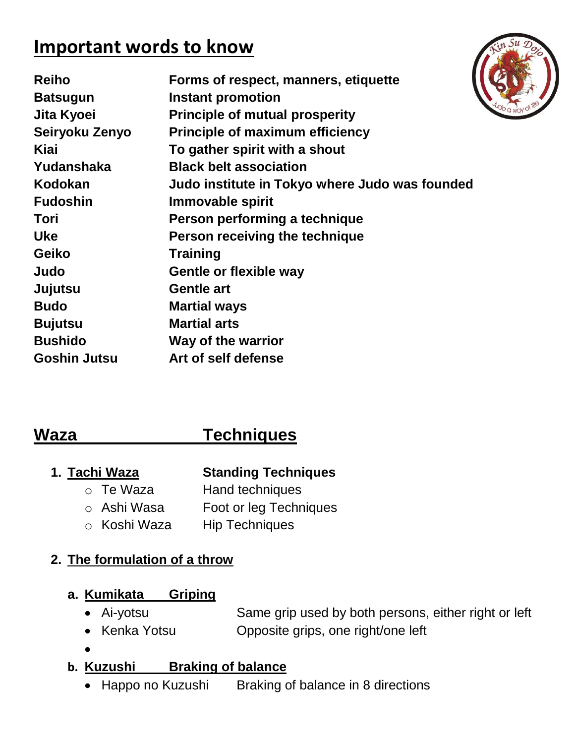# Important words to know

| | |
|---|---|
| **Reiho** | **Forms of respect, manners, etiquette** |
| **Batsugun** | **Instant promotion** |
| **Jita Kyoei** | **Principle of mutual prosperity** |
| **Seiryoku Zenyo** | **Principle of maximum efficiency** |
| **Kiai** | **To gather spirit with a shout** |
| **Yudanshaka** | **Black belt association** |
| **Kodokan** | **Judo institute in Tokyo where Judo was founded** |
| **Fudoshin** | **Immovable spirit** |
| **Tori** | **Person performing a technique** |
| **Uke** | **Person receiving the technique** |
| **Geiko** | **Training** |
| **Judo** | **Gentle or flexible way** |
| **Jujutsu** | **Gentle art** |
| **Budo** | **Martial ways** |
| **Bujutsu** | **Martial arts** |
| **Bushido** | **Way of the warrior** |
| **Goshin Jutsu** | **Art of self defense** |

## Waza Techniques

1. **Tachi Waza** **Standing Techniques**
   - Te Waza Hand techniques
   - Ashi Wasa Foot or leg Techniques
   - Koshi Waza Hip Techniques

2. **The formulation of a throw**

   a. **Kumikata Griping**
   - Ai-yotsu Same grip used by both persons, either right or left
   - Kenka Yotsu Opposite grips, one right/one left
   -

   b. **Kuzushi Braking of balance**
   - Happo no Kuzushi Braking of balance in 8 directions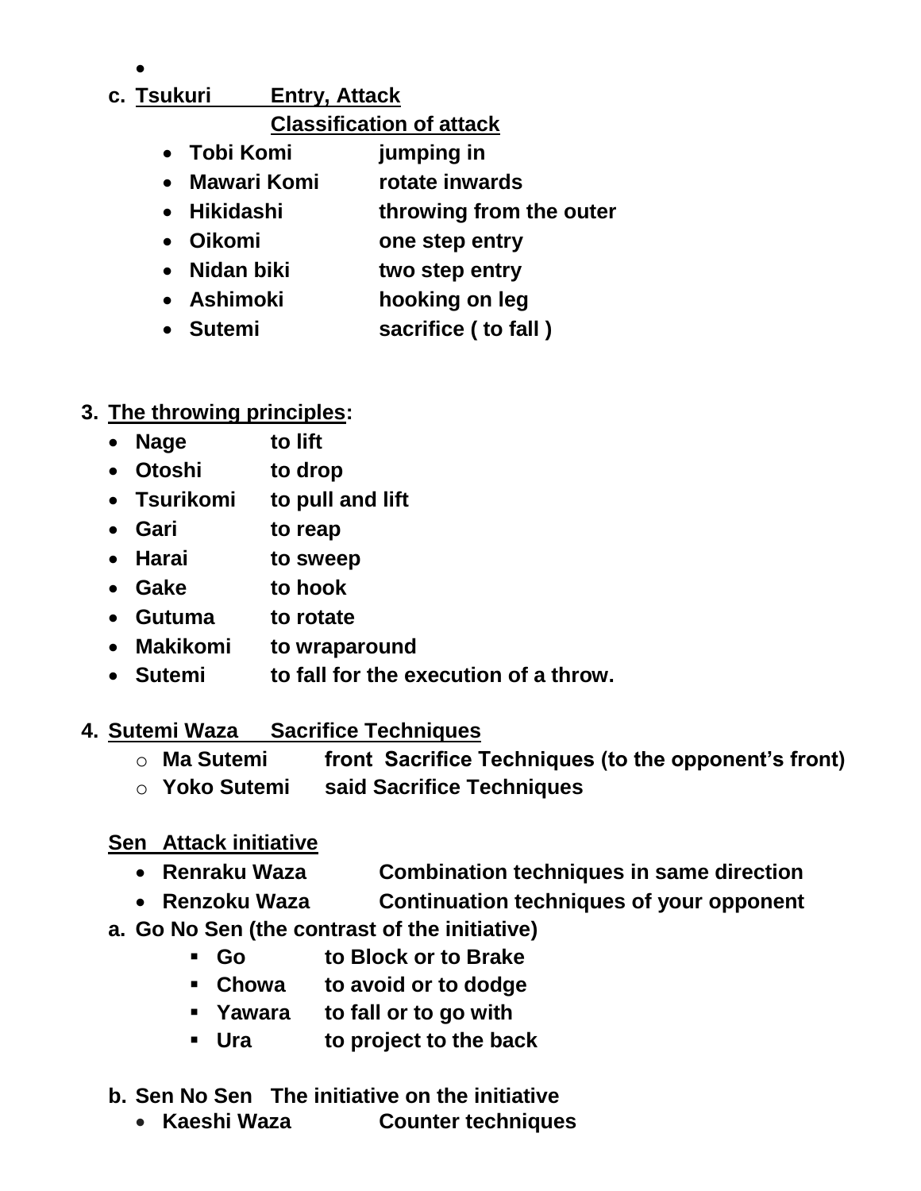- 

c. **<u>Tsukuri Entry, Attack</u>**

   **<u>Classification of attack</u>**

   - **Tobi Komi** jumping in
   - **Mawari Komi** rotate inwards
   - **Hikidashi** throwing from the outer
   - **Oikomi** one step entry
   - **Nidan biki** two step entry
   - **Ashimoki** hooking on leg
   - **Sutemi** sacrifice ( to fall )

3. **<u>The throwing principles</u>:**
   - **Nage** to lift
   - **Otoshi** to drop
   - **Tsurikomi** to pull and lift
   - **Gari** to reap
   - **Harai** to sweep
   - **Gake** to hook
   - **Gutuma** to rotate
   - **Makikomi** to wraparound
   - **Sutemi** to fall for the execution of a throw.

4. **<u>Sutemi Waza Sacrifice Techniques</u>**
   - **Ma Sutemi** front Sacrifice Techniques (to the opponent's front)
   - **Yoko Sutemi** said Sacrifice Techniques

   **<u>Sen Attack initiative</u>**

   - **Renraku Waza** Combination techniques in same direction
   - **Renzoku Waza** Continuation techniques of your opponent

   a. **Go No Sen (the contrast of the initiative)**
      - **Go** to Block or to Brake
      - **Chowa** to avoid or to dodge
      - **Yawara** to fall or to go with
      - **Ura** to project to the back

   b. **Sen No Sen The initiative on the initiative**
      - **Kaeshi Waza** Counter techniques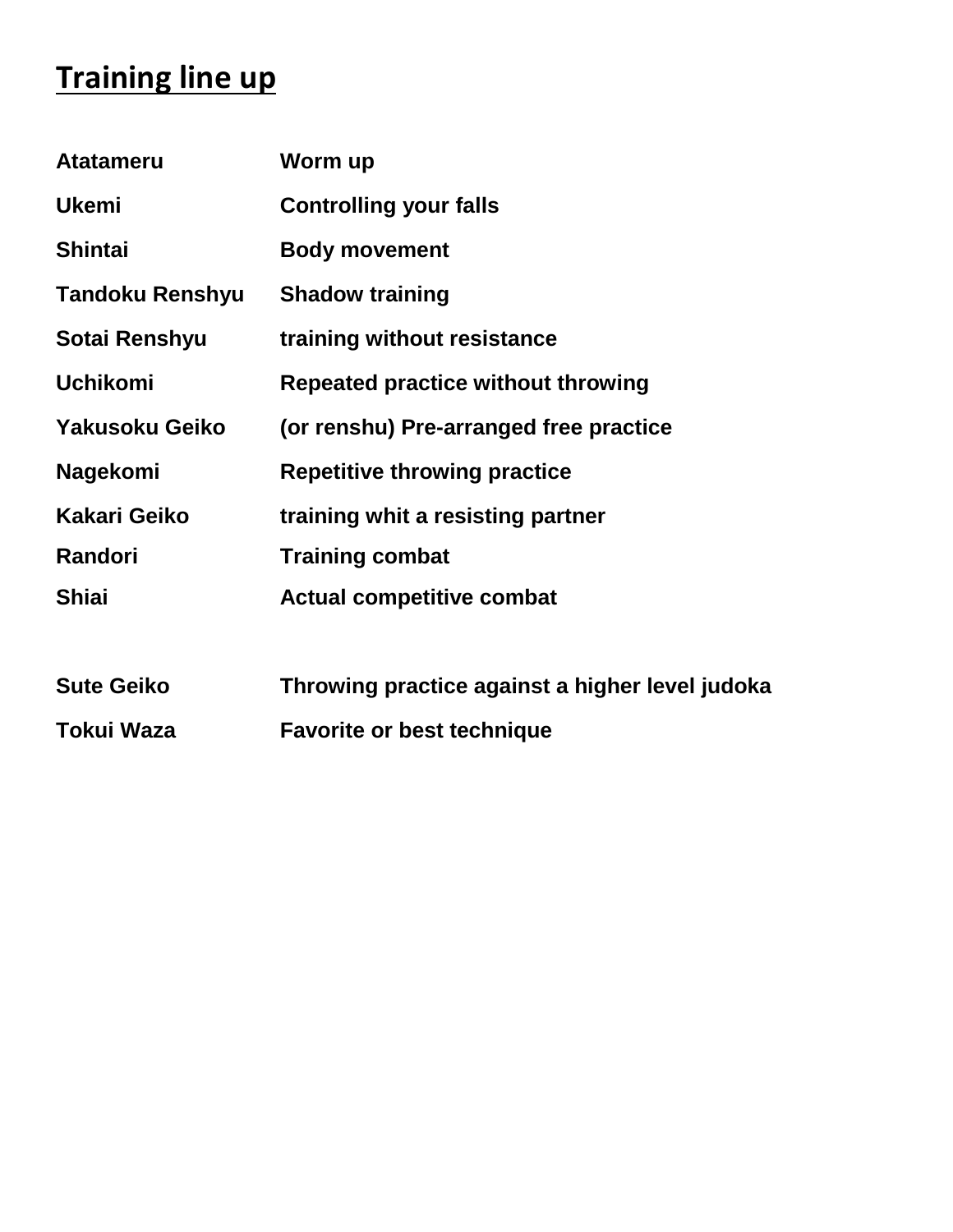# Training line up

| | |
|---|---|
| **Atatameru** | **Worm up** |
| **Ukemi** | **Controlling your falls** |
| **Shintai** | **Body movement** |
| **Tandoku Renshyu** | **Shadow training** |
| **Sotai Renshyu** | **training without resistance** |
| **Uchikomi** | **Repeated practice without throwing** |
| **Yakusoku Geiko** | **(or renshu) Pre-arranged free practice** |
| **Nagekomi** | **Repetitive throwing practice** |
| **Kakari Geiko** | **training whit a resisting partner** |
| **Randori** | **Training combat** |
| **Shiai** | **Actual competitive combat** |

| | |
|---|---|
| **Sute Geiko** | **Throwing practice against a higher level judoka** |
| **Tokui Waza** | **Favorite or best technique** |